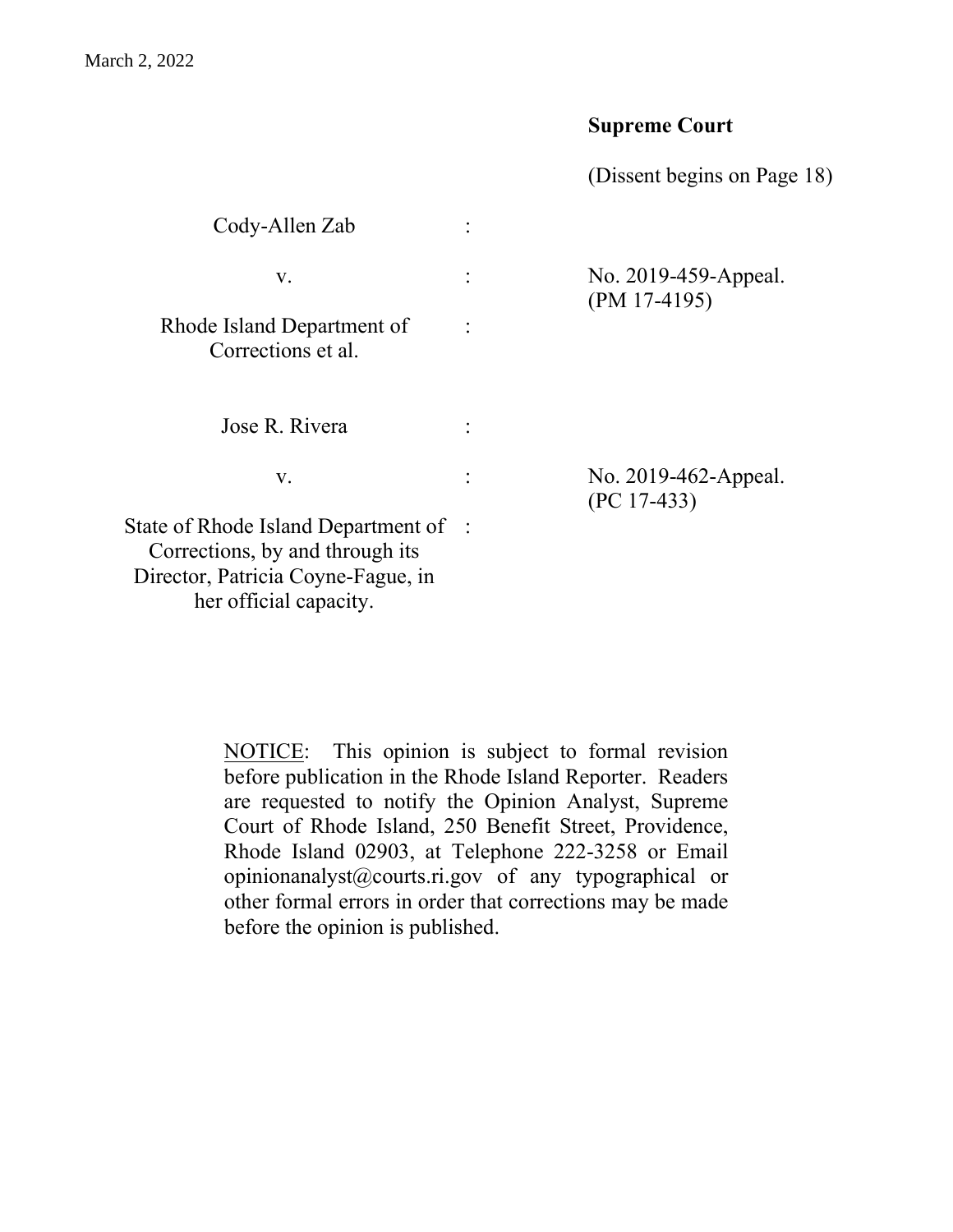March 2, 2022

**Supreme Court**

(Dissent begins on Page 18)

| | | |
|---|---|---|
| Cody-Allen Zab | : | |
| v. | : | No. 2019-459-Appeal. (PM 17-4195) |
| Rhode Island Department of Corrections et al. | : | |

| | | |
|---|---|---|
| Jose R. Rivera | : | |
| v. | : | No. 2019-462-Appeal. (PC 17-433) |
| State of Rhode Island Department of Corrections, by and through its Director, Patricia Coyne-Fague, in her official capacity. | : | |

NOTICE: This opinion is subject to formal revision before publication in the Rhode Island Reporter. Readers are requested to notify the Opinion Analyst, Supreme Court of Rhode Island, 250 Benefit Street, Providence, Rhode Island 02903, at Telephone 222-3258 or Email opinionanalyst@courts.ri.gov of any typographical or other formal errors in order that corrections may be made before the opinion is published.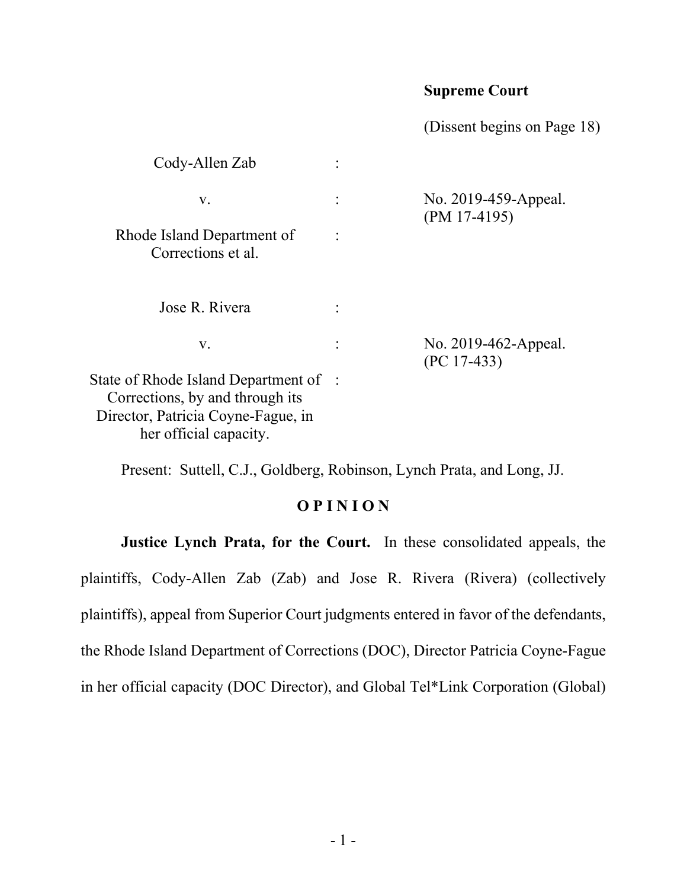Supreme Court

(Dissent begins on Page 18)

| | | |
|---|---|---|
| Cody-Allen Zab | : | |
| v. | : | No. 2019-459-Appeal. (PM 17-4195) |
| Rhode Island Department of Corrections et al. | : | |
| | | |
| Jose R. Rivera | : | |
| v. | : | No. 2019-462-Appeal. (PC 17-433) |
| State of Rhode Island Department of Corrections, by and through its Director, Patricia Coyne-Fague, in her official capacity. | : | |

Present: Suttell, C.J., Goldberg, Robinson, Lynch Prata, and Long, JJ.

**O P I N I O N**

**Justice Lynch Prata, for the Court.** In these consolidated appeals, the plaintiffs, Cody-Allen Zab (Zab) and Jose R. Rivera (Rivera) (collectively plaintiffs), appeal from Superior Court judgments entered in favor of the defendants, the Rhode Island Department of Corrections (DOC), Director Patricia Coyne-Fague in her official capacity (DOC Director), and Global Tel*Link Corporation (Global)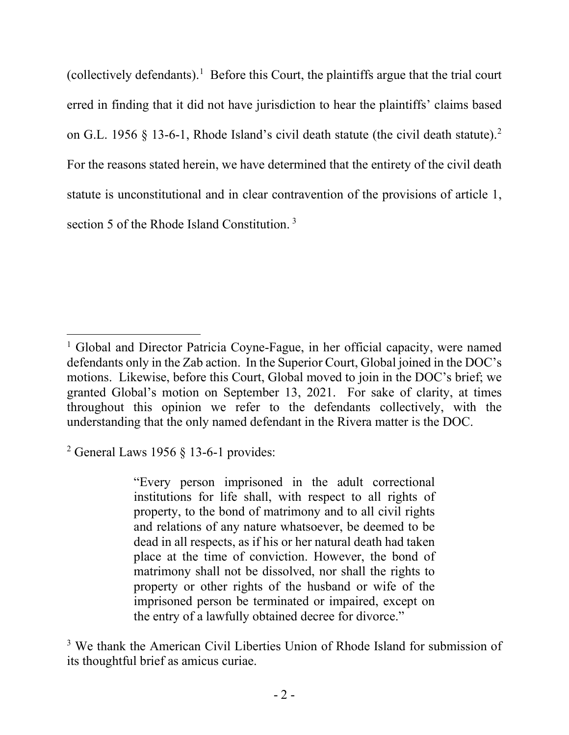(collectively defendants).[1] Before this Court, the plaintiffs argue that the trial court erred in finding that it did not have jurisdiction to hear the plaintiffs' claims based on G.L. 1956 § 13-6-1, Rhode Island's civil death statute (the civil death statute).[2] For the reasons stated herein, we have determined that the entirety of the civil death statute is unconstitutional and in clear contravention of the provisions of article 1, section 5 of the Rhode Island Constitution.[3]

---

[1] Global and Director Patricia Coyne-Fague, in her official capacity, were named defendants only in the Zab action. In the Superior Court, Global joined in the DOC's motions. Likewise, before this Court, Global moved to join in the DOC's brief; we granted Global's motion on September 13, 2021. For sake of clarity, at times throughout this opinion we refer to the defendants collectively, with the understanding that the only named defendant in the Rivera matter is the DOC.

[2] General Laws 1956 § 13-6-1 provides:

> "Every person imprisoned in the adult correctional institutions for life shall, with respect to all rights of property, to the bond of matrimony and to all civil rights and relations of any nature whatsoever, be deemed to be dead in all respects, as if his or her natural death had taken place at the time of conviction. However, the bond of matrimony shall not be dissolved, nor shall the rights to property or other rights of the husband or wife of the imprisoned person be terminated or impaired, except on the entry of a lawfully obtained decree for divorce."

[3] We thank the American Civil Liberties Union of Rhode Island for submission of its thoughtful brief as amicus curiae.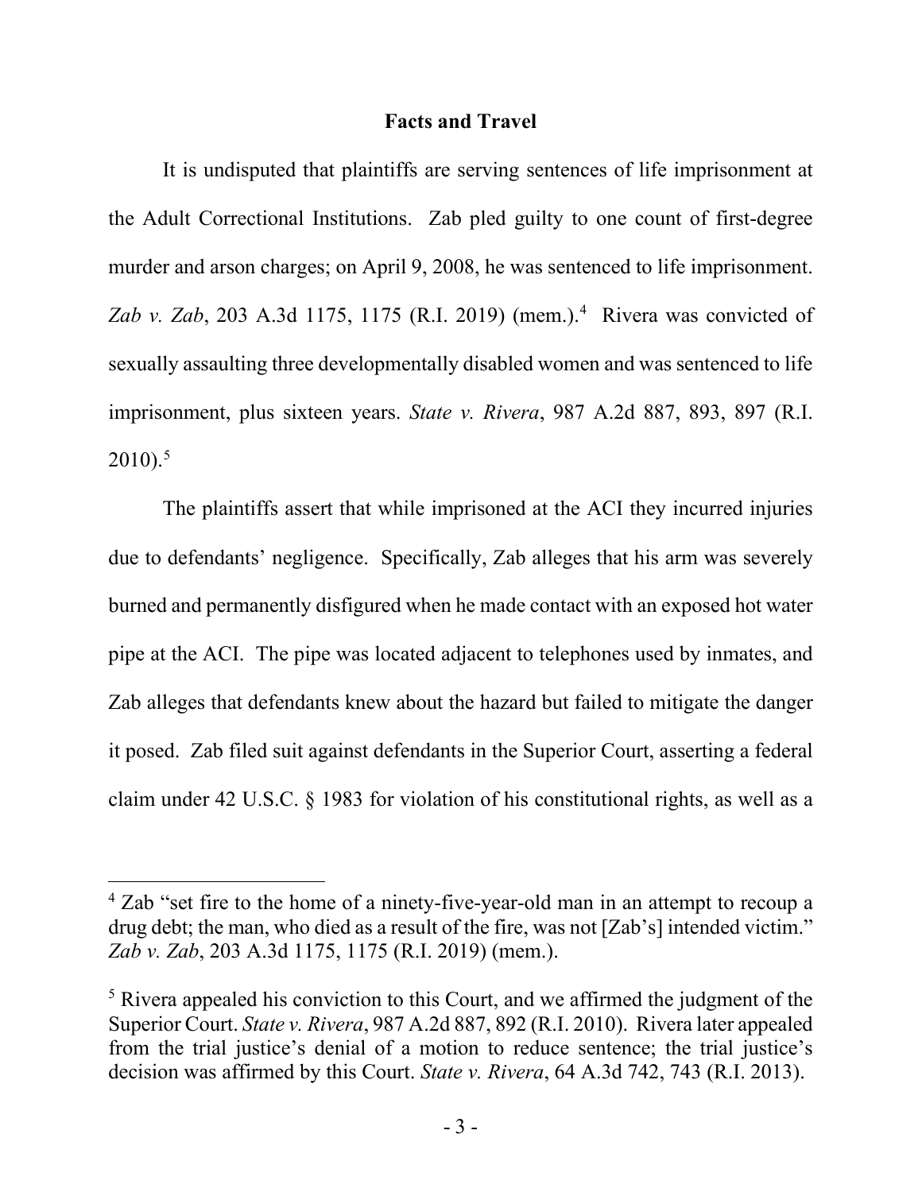## Facts and Travel

It is undisputed that plaintiffs are serving sentences of life imprisonment at the Adult Correctional Institutions. Zab pled guilty to one count of first-degree murder and arson charges; on April 9, 2008, he was sentenced to life imprisonment. *Zab v. Zab*, 203 A.3d 1175, 1175 (R.I. 2019) (mem.).[4] Rivera was convicted of sexually assaulting three developmentally disabled women and was sentenced to life imprisonment, plus sixteen years. *State v. Rivera*, 987 A.2d 887, 893, 897 (R.I. 2010).[5]

The plaintiffs assert that while imprisoned at the ACI they incurred injuries due to defendants' negligence. Specifically, Zab alleges that his arm was severely burned and permanently disfigured when he made contact with an exposed hot water pipe at the ACI. The pipe was located adjacent to telephones used by inmates, and Zab alleges that defendants knew about the hazard but failed to mitigate the danger it posed. Zab filed suit against defendants in the Superior Court, asserting a federal claim under 42 U.S.C. § 1983 for violation of his constitutional rights, as well as a

---

[4] Zab "set fire to the home of a ninety-five-year-old man in an attempt to recoup a drug debt; the man, who died as a result of the fire, was not [Zab's] intended victim." *Zab v. Zab*, 203 A.3d 1175, 1175 (R.I. 2019) (mem.).

[5] Rivera appealed his conviction to this Court, and we affirmed the judgment of the Superior Court. *State v. Rivera*, 987 A.2d 887, 892 (R.I. 2010). Rivera later appealed from the trial justice's denial of a motion to reduce sentence; the trial justice's decision was affirmed by this Court. *State v. Rivera*, 64 A.3d 742, 743 (R.I. 2013).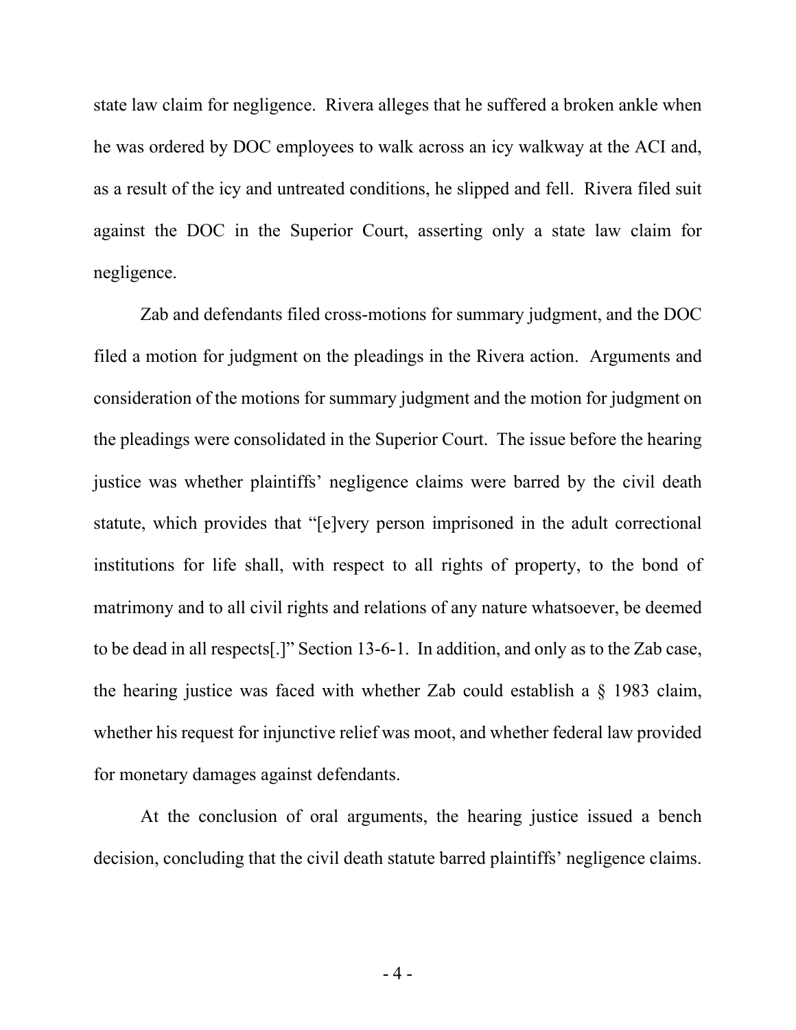state law claim for negligence. Rivera alleges that he suffered a broken ankle when he was ordered by DOC employees to walk across an icy walkway at the ACI and, as a result of the icy and untreated conditions, he slipped and fell. Rivera filed suit against the DOC in the Superior Court, asserting only a state law claim for negligence.

Zab and defendants filed cross-motions for summary judgment, and the DOC filed a motion for judgment on the pleadings in the Rivera action. Arguments and consideration of the motions for summary judgment and the motion for judgment on the pleadings were consolidated in the Superior Court. The issue before the hearing justice was whether plaintiffs' negligence claims were barred by the civil death statute, which provides that "[e]very person imprisoned in the adult correctional institutions for life shall, with respect to all rights of property, to the bond of matrimony and to all civil rights and relations of any nature whatsoever, be deemed to be dead in all respects[.]" Section 13-6-1. In addition, and only as to the Zab case, the hearing justice was faced with whether Zab could establish a § 1983 claim, whether his request for injunctive relief was moot, and whether federal law provided for monetary damages against defendants.

At the conclusion of oral arguments, the hearing justice issued a bench decision, concluding that the civil death statute barred plaintiffs' negligence claims.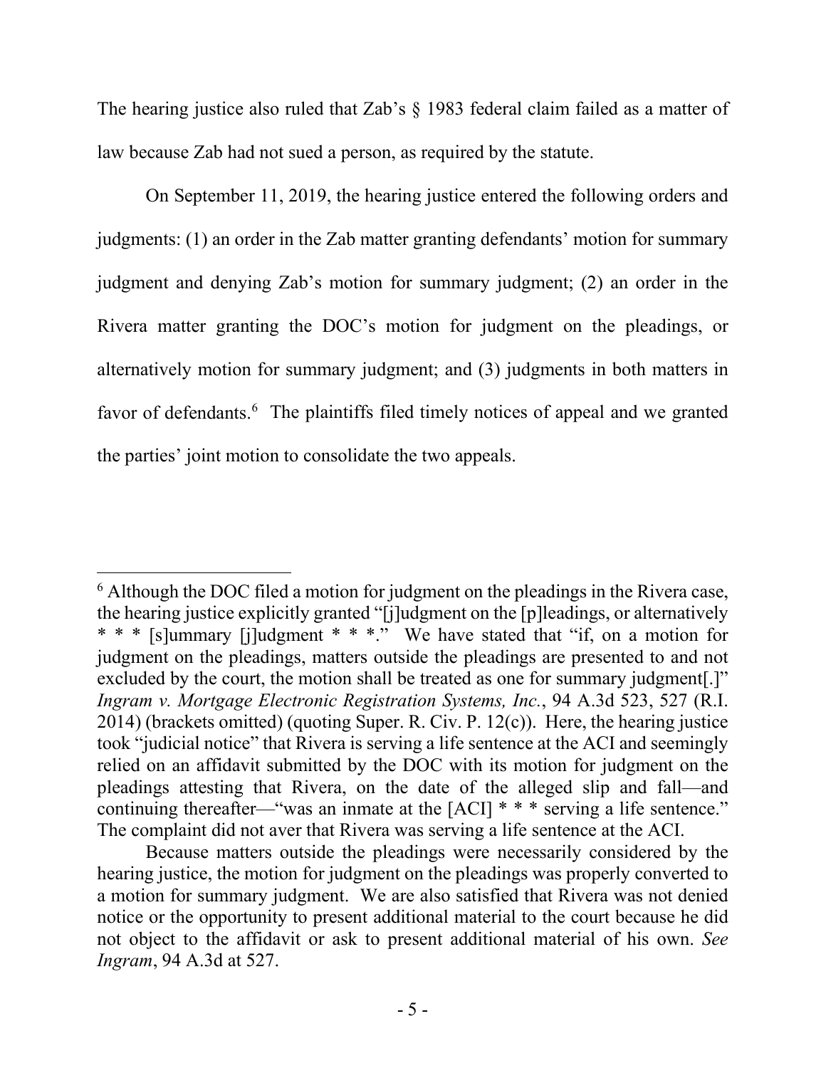The hearing justice also ruled that Zab's § 1983 federal claim failed as a matter of law because Zab had not sued a person, as required by the statute.

On September 11, 2019, the hearing justice entered the following orders and judgments: (1) an order in the Zab matter granting defendants' motion for summary judgment and denying Zab's motion for summary judgment; (2) an order in the Rivera matter granting the DOC's motion for judgment on the pleadings, or alternatively motion for summary judgment; and (3) judgments in both matters in favor of defendants.[6] The plaintiffs filed timely notices of appeal and we granted the parties' joint motion to consolidate the two appeals.

---

[6] Although the DOC filed a motion for judgment on the pleadings in the Rivera case, the hearing justice explicitly granted "[j]udgment on the [p]leadings, or alternatively * * * [s]ummary [j]udgment * * *." We have stated that "if, on a motion for judgment on the pleadings, matters outside the pleadings are presented to and not excluded by the court, the motion shall be treated as one for summary judgment[.]" *Ingram v. Mortgage Electronic Registration Systems, Inc.*, 94 A.3d 523, 527 (R.I. 2014) (brackets omitted) (quoting Super. R. Civ. P. 12(c)). Here, the hearing justice took "judicial notice" that Rivera is serving a life sentence at the ACI and seemingly relied on an affidavit submitted by the DOC with its motion for judgment on the pleadings attesting that Rivera, on the date of the alleged slip and fall—and continuing thereafter—"was an inmate at the [ACI] * * * serving a life sentence." The complaint did not aver that Rivera was serving a life sentence at the ACI.

Because matters outside the pleadings were necessarily considered by the hearing justice, the motion for judgment on the pleadings was properly converted to a motion for summary judgment. We are also satisfied that Rivera was not denied notice or the opportunity to present additional material to the court because he did not object to the affidavit or ask to present additional material of his own. *See Ingram*, 94 A.3d at 527.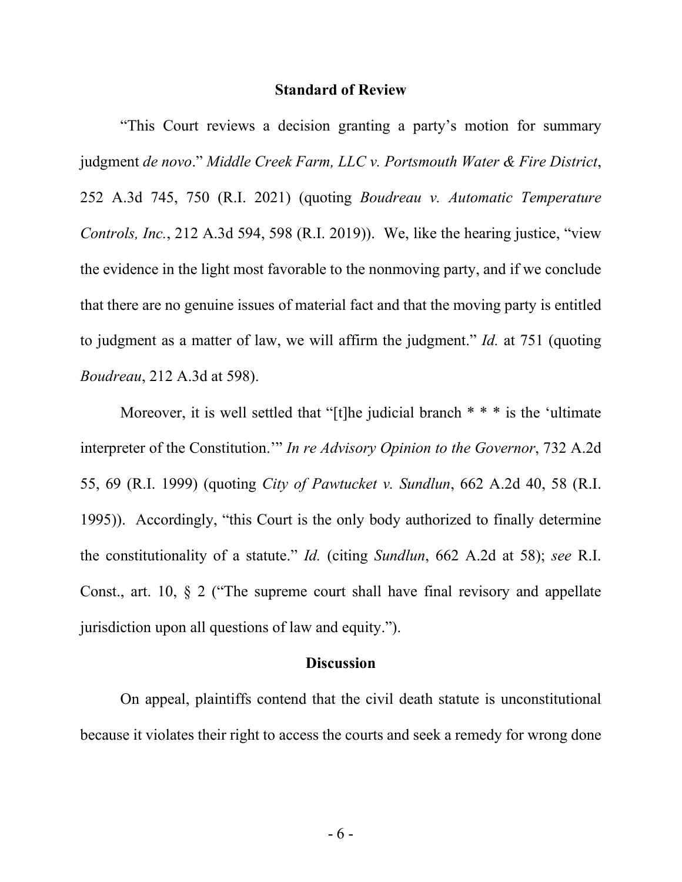## Standard of Review

"This Court reviews a decision granting a party's motion for summary judgment *de novo*." *Middle Creek Farm, LLC v. Portsmouth Water & Fire District*, 252 A.3d 745, 750 (R.I. 2021) (quoting *Boudreau v. Automatic Temperature Controls, Inc.*, 212 A.3d 594, 598 (R.I. 2019)). We, like the hearing justice, "view the evidence in the light most favorable to the nonmoving party, and if we conclude that there are no genuine issues of material fact and that the moving party is entitled to judgment as a matter of law, we will affirm the judgment." *Id.* at 751 (quoting *Boudreau*, 212 A.3d at 598).

Moreover, it is well settled that "[t]he judicial branch * * * is the 'ultimate interpreter of the Constitution.'" *In re Advisory Opinion to the Governor*, 732 A.2d 55, 69 (R.I. 1999) (quoting *City of Pawtucket v. Sundlun*, 662 A.2d 40, 58 (R.I. 1995)). Accordingly, "this Court is the only body authorized to finally determine the constitutionality of a statute." *Id.* (citing *Sundlun*, 662 A.2d at 58); *see* R.I. Const., art. 10, § 2 ("The supreme court shall have final revisory and appellate jurisdiction upon all questions of law and equity.").

## Discussion

On appeal, plaintiffs contend that the civil death statute is unconstitutional because it violates their right to access the courts and seek a remedy for wrong done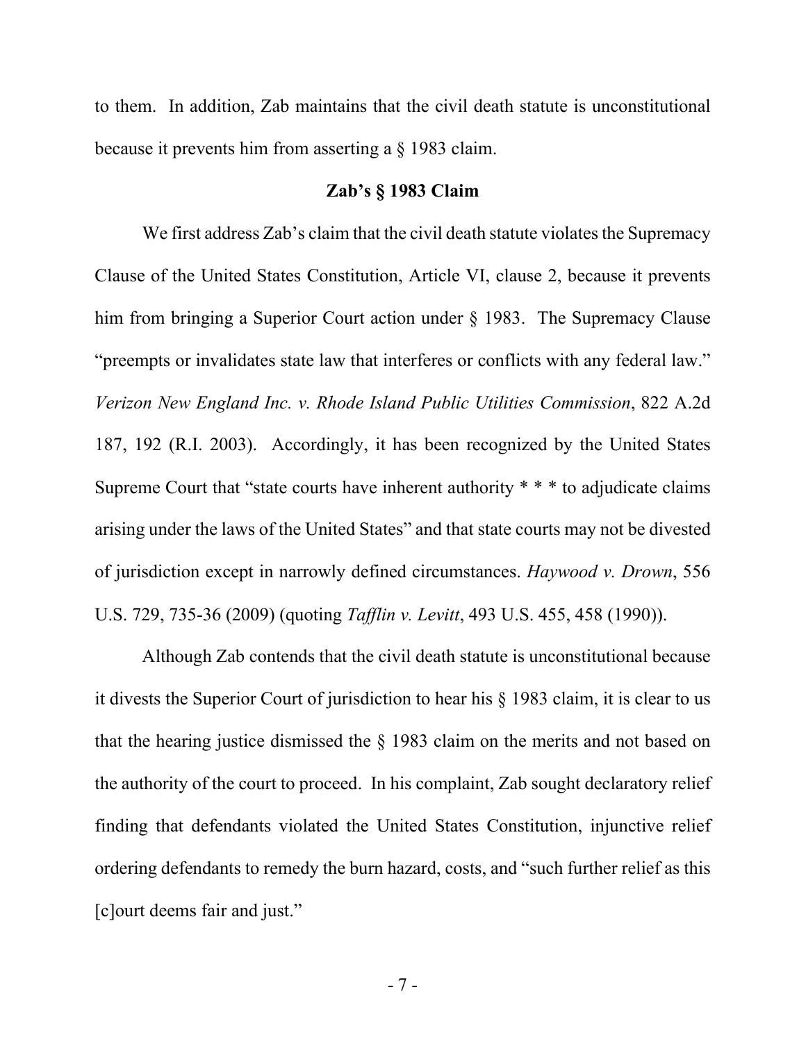to them. In addition, Zab maintains that the civil death statute is unconstitutional because it prevents him from asserting a § 1983 claim.

**Zab's § 1983 Claim**

We first address Zab's claim that the civil death statute violates the Supremacy Clause of the United States Constitution, Article VI, clause 2, because it prevents him from bringing a Superior Court action under § 1983. The Supremacy Clause "preempts or invalidates state law that interferes or conflicts with any federal law." *Verizon New England Inc. v. Rhode Island Public Utilities Commission*, 822 A.2d 187, 192 (R.I. 2003). Accordingly, it has been recognized by the United States Supreme Court that "state courts have inherent authority * * * to adjudicate claims arising under the laws of the United States" and that state courts may not be divested of jurisdiction except in narrowly defined circumstances. *Haywood v. Drown*, 556 U.S. 729, 735-36 (2009) (quoting *Tafflin v. Levitt*, 493 U.S. 455, 458 (1990)).

Although Zab contends that the civil death statute is unconstitutional because it divests the Superior Court of jurisdiction to hear his § 1983 claim, it is clear to us that the hearing justice dismissed the § 1983 claim on the merits and not based on the authority of the court to proceed. In his complaint, Zab sought declaratory relief finding that defendants violated the United States Constitution, injunctive relief ordering defendants to remedy the burn hazard, costs, and "such further relief as this [c]ourt deems fair and just."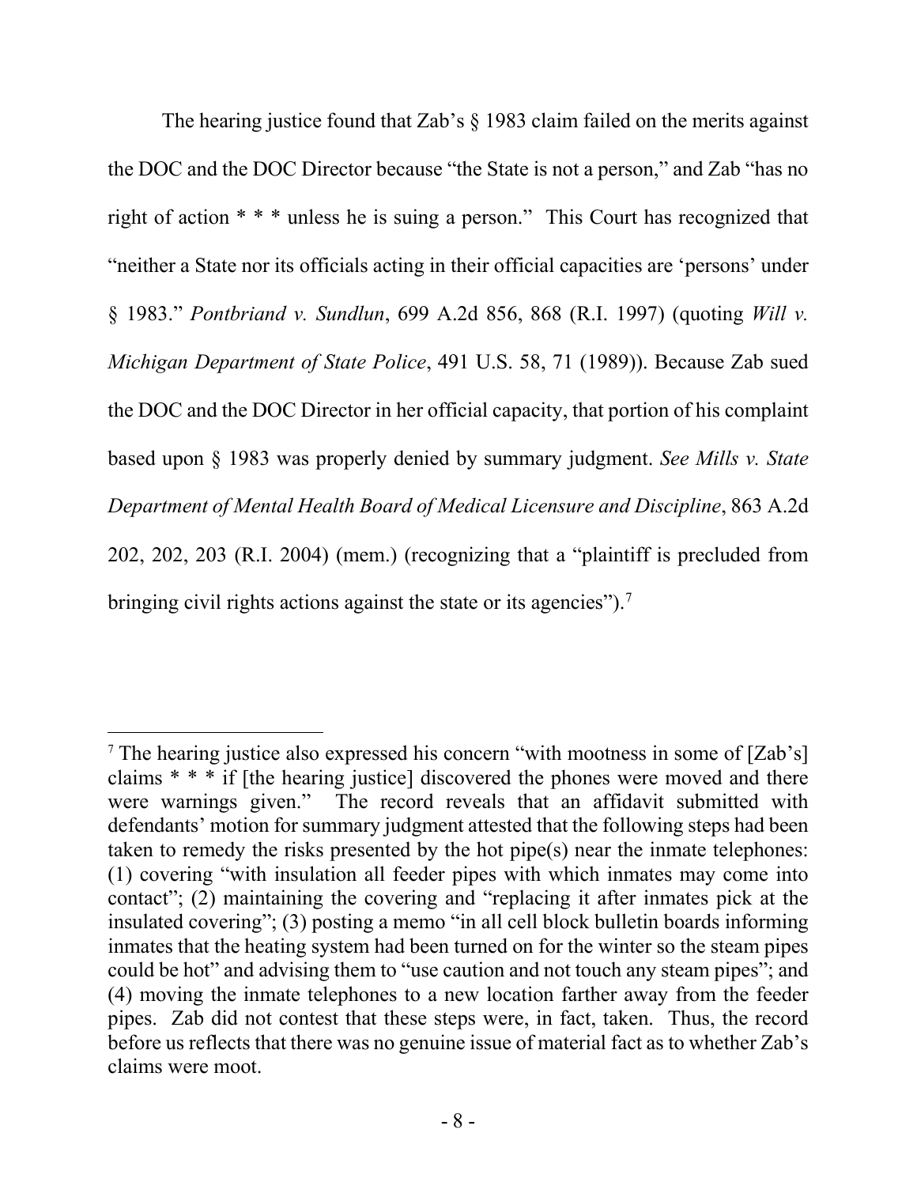The hearing justice found that Zab's § 1983 claim failed on the merits against the DOC and the DOC Director because "the State is not a person," and Zab "has no right of action * * * unless he is suing a person." This Court has recognized that "neither a State nor its officials acting in their official capacities are 'persons' under § 1983." *Pontbriand v. Sundlun*, 699 A.2d 856, 868 (R.I. 1997) (quoting *Will v. Michigan Department of State Police*, 491 U.S. 58, 71 (1989)). Because Zab sued the DOC and the DOC Director in her official capacity, that portion of his complaint based upon § 1983 was properly denied by summary judgment. *See Mills v. State Department of Mental Health Board of Medical Licensure and Discipline*, 863 A.2d 202, 202, 203 (R.I. 2004) (mem.) (recognizing that a "plaintiff is precluded from bringing civil rights actions against the state or its agencies").[7]

---

[7] The hearing justice also expressed his concern "with mootness in some of [Zab's] claims * * * if [the hearing justice] discovered the phones were moved and there were warnings given." The record reveals that an affidavit submitted with defendants' motion for summary judgment attested that the following steps had been taken to remedy the risks presented by the hot pipe(s) near the inmate telephones: (1) covering "with insulation all feeder pipes with which inmates may come into contact"; (2) maintaining the covering and "replacing it after inmates pick at the insulated covering"; (3) posting a memo "in all cell block bulletin boards informing inmates that the heating system had been turned on for the winter so the steam pipes could be hot" and advising them to "use caution and not touch any steam pipes"; and (4) moving the inmate telephones to a new location farther away from the feeder pipes. Zab did not contest that these steps were, in fact, taken. Thus, the record before us reflects that there was no genuine issue of material fact as to whether Zab's claims were moot.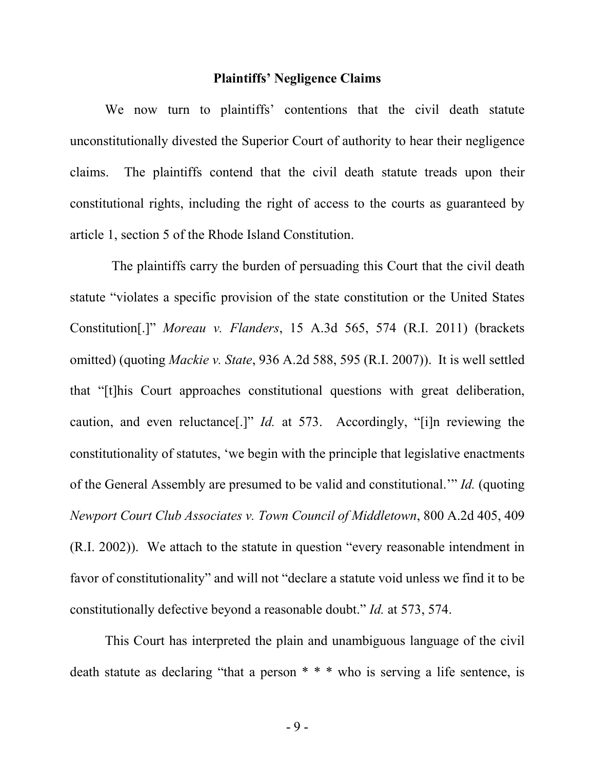**Plaintiffs' Negligence Claims**

We now turn to plaintiffs' contentions that the civil death statute unconstitutionally divested the Superior Court of authority to hear their negligence claims. The plaintiffs contend that the civil death statute treads upon their constitutional rights, including the right of access to the courts as guaranteed by article 1, section 5 of the Rhode Island Constitution.

The plaintiffs carry the burden of persuading this Court that the civil death statute "violates a specific provision of the state constitution or the United States Constitution[.]" *Moreau v. Flanders*, 15 A.3d 565, 574 (R.I. 2011) (brackets omitted) (quoting *Mackie v. State*, 936 A.2d 588, 595 (R.I. 2007)). It is well settled that "[t]his Court approaches constitutional questions with great deliberation, caution, and even reluctance[.]" *Id.* at 573. Accordingly, "[i]n reviewing the constitutionality of statutes, 'we begin with the principle that legislative enactments of the General Assembly are presumed to be valid and constitutional.'" *Id.* (quoting *Newport Court Club Associates v. Town Council of Middletown*, 800 A.2d 405, 409 (R.I. 2002)). We attach to the statute in question "every reasonable intendment in favor of constitutionality" and will not "declare a statute void unless we find it to be constitutionally defective beyond a reasonable doubt." *Id.* at 573, 574.

This Court has interpreted the plain and unambiguous language of the civil death statute as declaring "that a person * * * who is serving a life sentence, is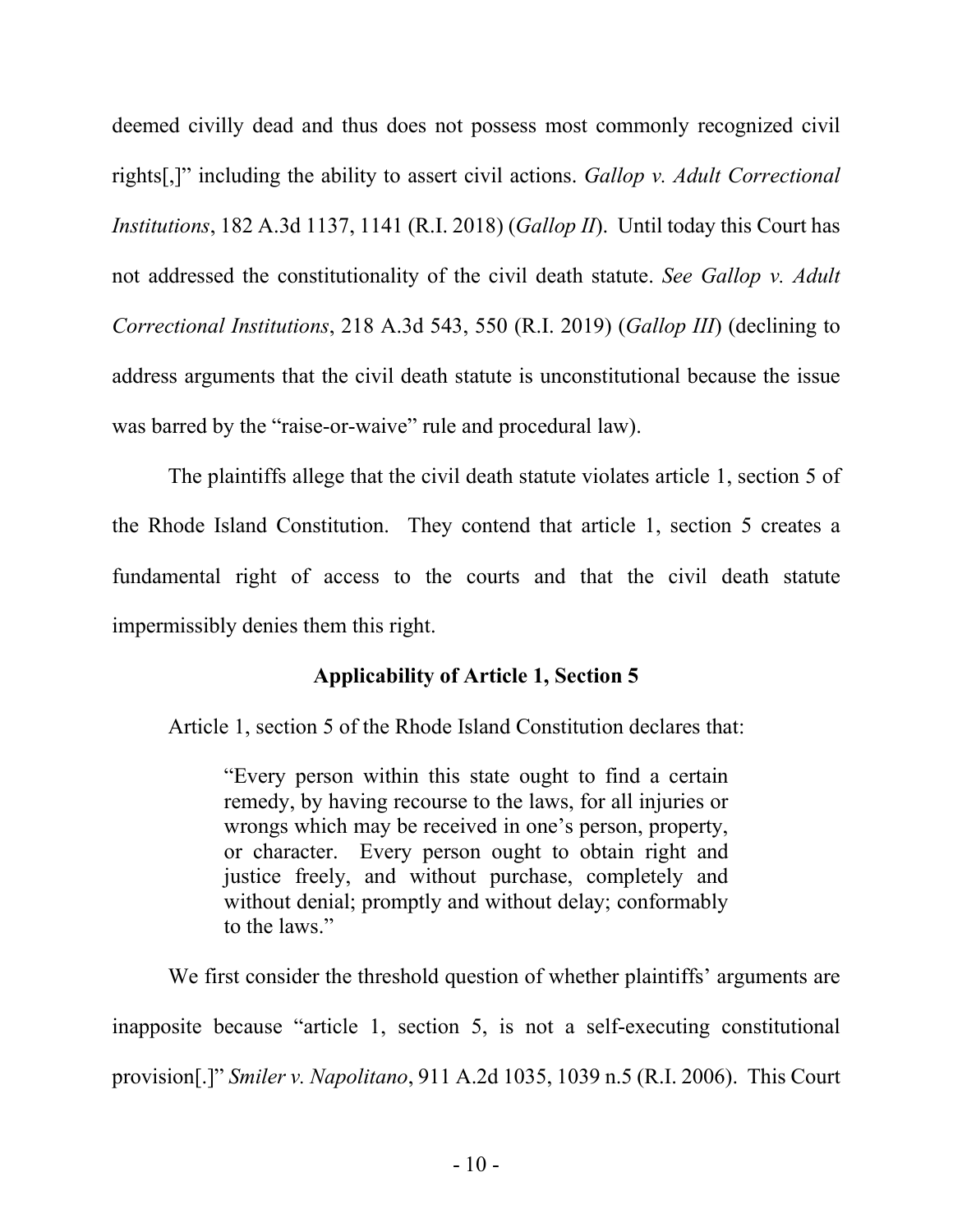deemed civilly dead and thus does not possess most commonly recognized civil rights[,]" including the ability to assert civil actions. *Gallop v. Adult Correctional Institutions*, 182 A.3d 1137, 1141 (R.I. 2018) (*Gallop II*). Until today this Court has not addressed the constitutionality of the civil death statute. *See Gallop v. Adult Correctional Institutions*, 218 A.3d 543, 550 (R.I. 2019) (*Gallop III*) (declining to address arguments that the civil death statute is unconstitutional because the issue was barred by the "raise-or-waive" rule and procedural law).

The plaintiffs allege that the civil death statute violates article 1, section 5 of the Rhode Island Constitution. They contend that article 1, section 5 creates a fundamental right of access to the courts and that the civil death statute impermissibly denies them this right.

**Applicability of Article 1, Section 5**

Article 1, section 5 of the Rhode Island Constitution declares that:

> "Every person within this state ought to find a certain remedy, by having recourse to the laws, for all injuries or wrongs which may be received in one's person, property, or character. Every person ought to obtain right and justice freely, and without purchase, completely and without denial; promptly and without delay; conformably to the laws."

We first consider the threshold question of whether plaintiffs' arguments are inapposite because "article 1, section 5, is not a self-executing constitutional provision[.]" *Smiler v. Napolitano*, 911 A.2d 1035, 1039 n.5 (R.I. 2006). This Court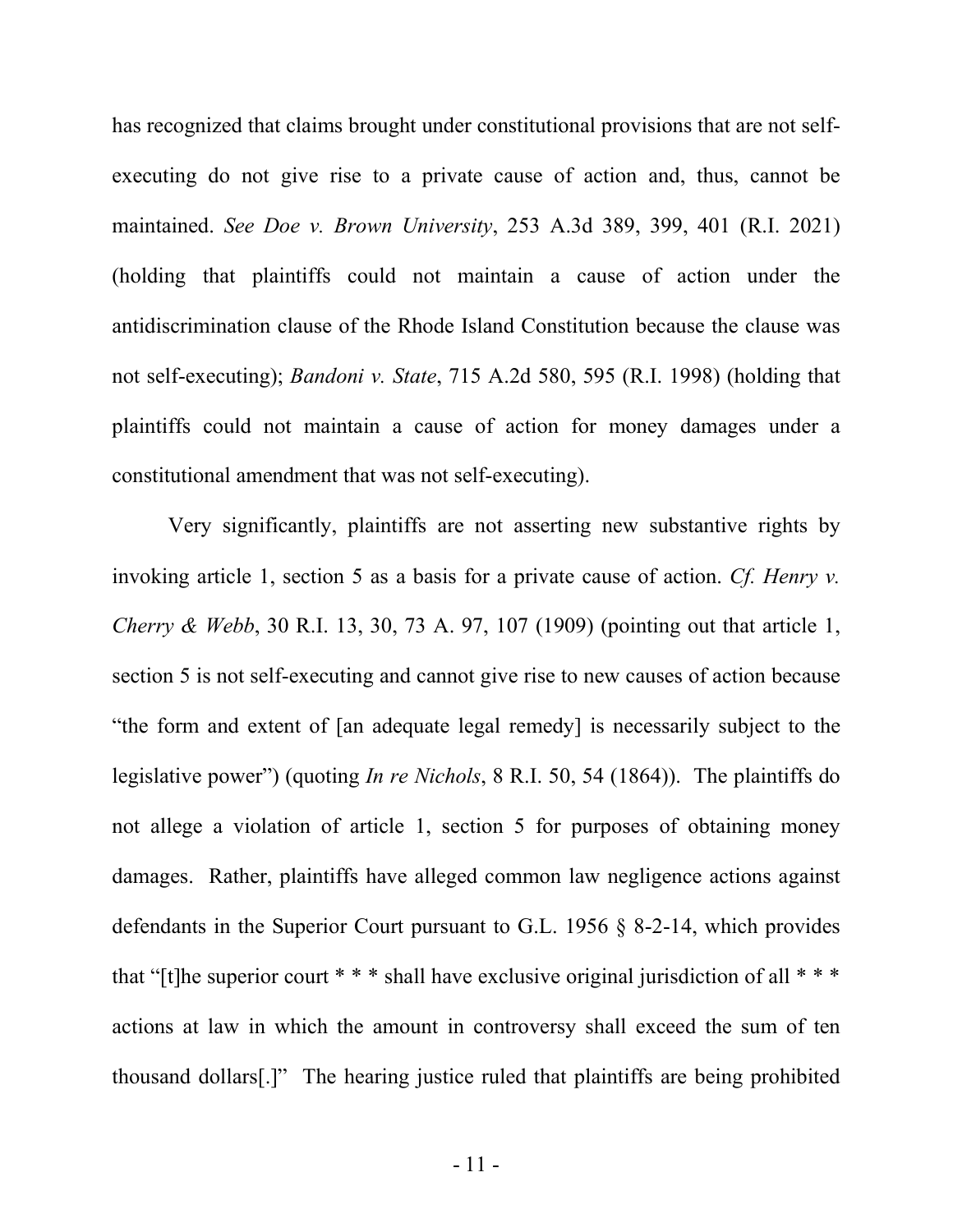has recognized that claims brought under constitutional provisions that are not self-executing do not give rise to a private cause of action and, thus, cannot be maintained. *See Doe v. Brown University*, 253 A.3d 389, 399, 401 (R.I. 2021) (holding that plaintiffs could not maintain a cause of action under the antidiscrimination clause of the Rhode Island Constitution because the clause was not self-executing); *Bandoni v. State*, 715 A.2d 580, 595 (R.I. 1998) (holding that plaintiffs could not maintain a cause of action for money damages under a constitutional amendment that was not self-executing).

Very significantly, plaintiffs are not asserting new substantive rights by invoking article 1, section 5 as a basis for a private cause of action. *Cf. Henry v. Cherry & Webb*, 30 R.I. 13, 30, 73 A. 97, 107 (1909) (pointing out that article 1, section 5 is not self-executing and cannot give rise to new causes of action because "the form and extent of [an adequate legal remedy] is necessarily subject to the legislative power") (quoting *In re Nichols*, 8 R.I. 50, 54 (1864)). The plaintiffs do not allege a violation of article 1, section 5 for purposes of obtaining money damages. Rather, plaintiffs have alleged common law negligence actions against defendants in the Superior Court pursuant to G.L. 1956 § 8-2-14, which provides that "[t]he superior court * * * shall have exclusive original jurisdiction of all * * * actions at law in which the amount in controversy shall exceed the sum of ten thousand dollars[.]" The hearing justice ruled that plaintiffs are being prohibited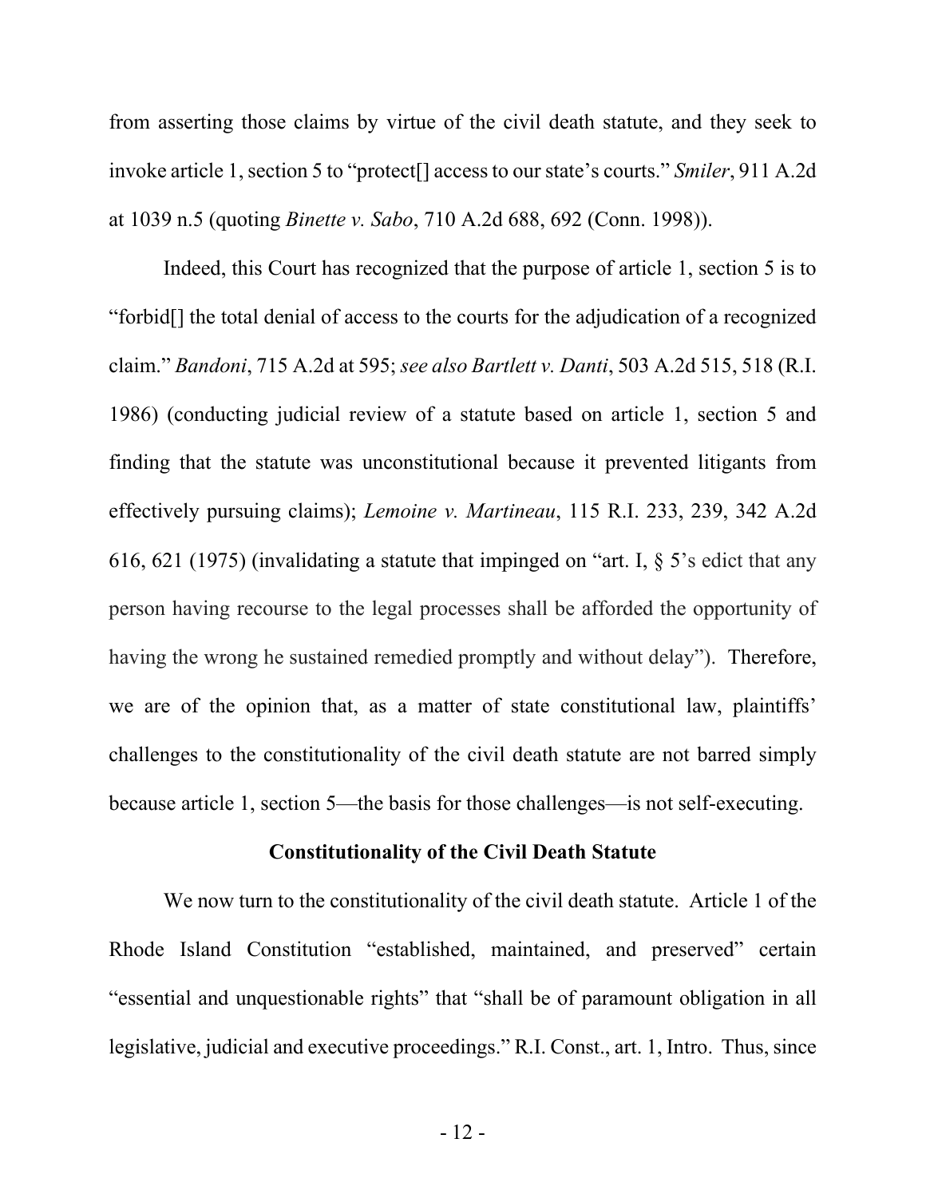from asserting those claims by virtue of the civil death statute, and they seek to invoke article 1, section 5 to "protect[] access to our state's courts." *Smiler*, 911 A.2d at 1039 n.5 (quoting *Binette v. Sabo*, 710 A.2d 688, 692 (Conn. 1998)).

Indeed, this Court has recognized that the purpose of article 1, section 5 is to "forbid[] the total denial of access to the courts for the adjudication of a recognized claim." *Bandoni*, 715 A.2d at 595; *see also Bartlett v. Danti*, 503 A.2d 515, 518 (R.I. 1986) (conducting judicial review of a statute based on article 1, section 5 and finding that the statute was unconstitutional because it prevented litigants from effectively pursuing claims); *Lemoine v. Martineau*, 115 R.I. 233, 239, 342 A.2d 616, 621 (1975) (invalidating a statute that impinged on "art. I, § 5's edict that any person having recourse to the legal processes shall be afforded the opportunity of having the wrong he sustained remedied promptly and without delay"). Therefore, we are of the opinion that, as a matter of state constitutional law, plaintiffs' challenges to the constitutionality of the civil death statute are not barred simply because article 1, section 5—the basis for those challenges—is not self-executing.

**Constitutionality of the Civil Death Statute**

We now turn to the constitutionality of the civil death statute. Article 1 of the Rhode Island Constitution "established, maintained, and preserved" certain "essential and unquestionable rights" that "shall be of paramount obligation in all legislative, judicial and executive proceedings." R.I. Const., art. 1, Intro. Thus, since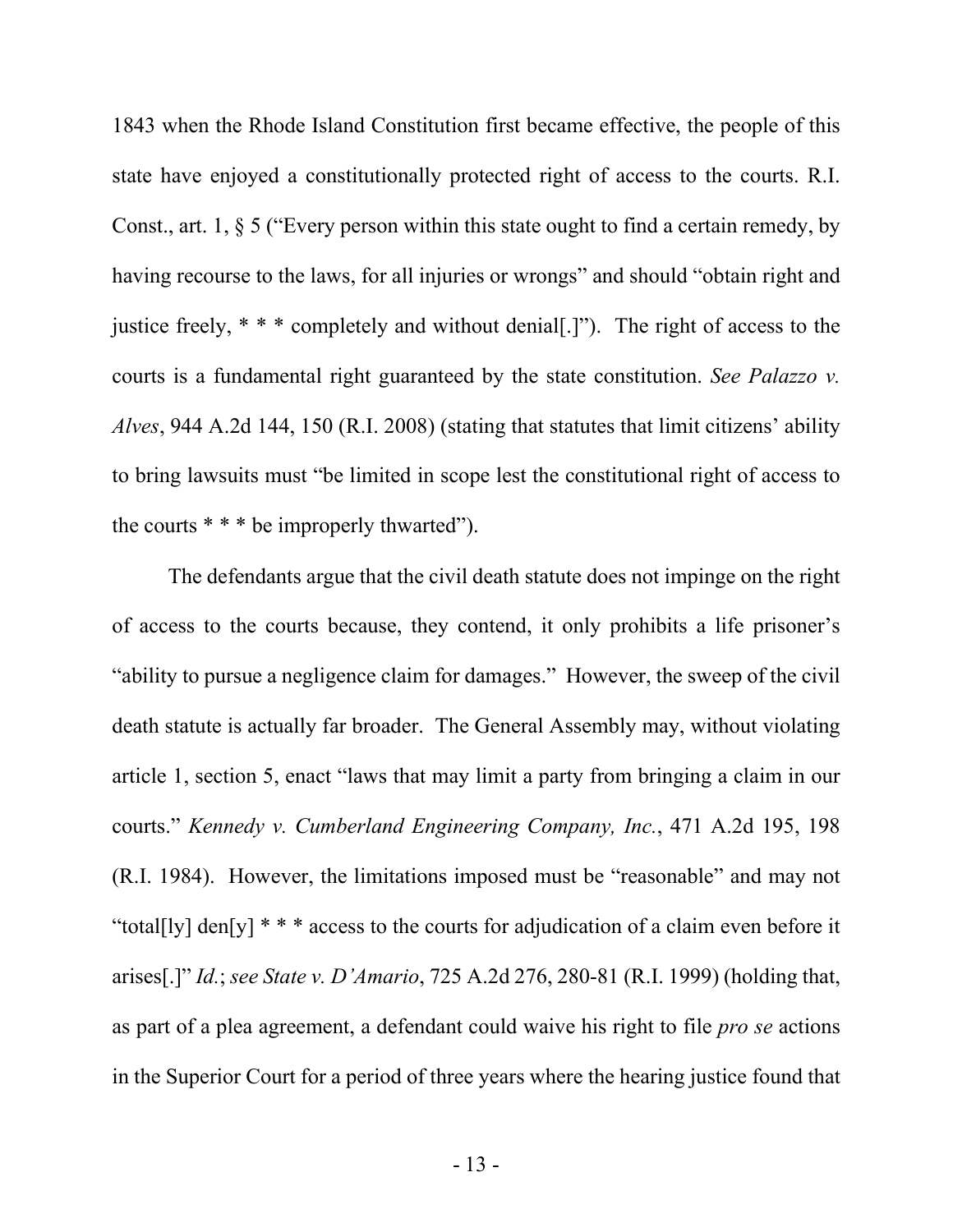1843 when the Rhode Island Constitution first became effective, the people of this state have enjoyed a constitutionally protected right of access to the courts. R.I. Const., art. 1, § 5 ("Every person within this state ought to find a certain remedy, by having recourse to the laws, for all injuries or wrongs" and should "obtain right and justice freely, * * * completely and without denial[.]"). The right of access to the courts is a fundamental right guaranteed by the state constitution. *See Palazzo v. Alves*, 944 A.2d 144, 150 (R.I. 2008) (stating that statutes that limit citizens' ability to bring lawsuits must "be limited in scope lest the constitutional right of access to the courts * * * be improperly thwarted").

The defendants argue that the civil death statute does not impinge on the right of access to the courts because, they contend, it only prohibits a life prisoner's "ability to pursue a negligence claim for damages." However, the sweep of the civil death statute is actually far broader. The General Assembly may, without violating article 1, section 5, enact "laws that may limit a party from bringing a claim in our courts." *Kennedy v. Cumberland Engineering Company, Inc.*, 471 A.2d 195, 198 (R.I. 1984). However, the limitations imposed must be "reasonable" and may not "total[ly] den[y] * * * access to the courts for adjudication of a claim even before it arises[.]" *Id.*; *see State v. D'Amario*, 725 A.2d 276, 280-81 (R.I. 1999) (holding that, as part of a plea agreement, a defendant could waive his right to file *pro se* actions in the Superior Court for a period of three years where the hearing justice found that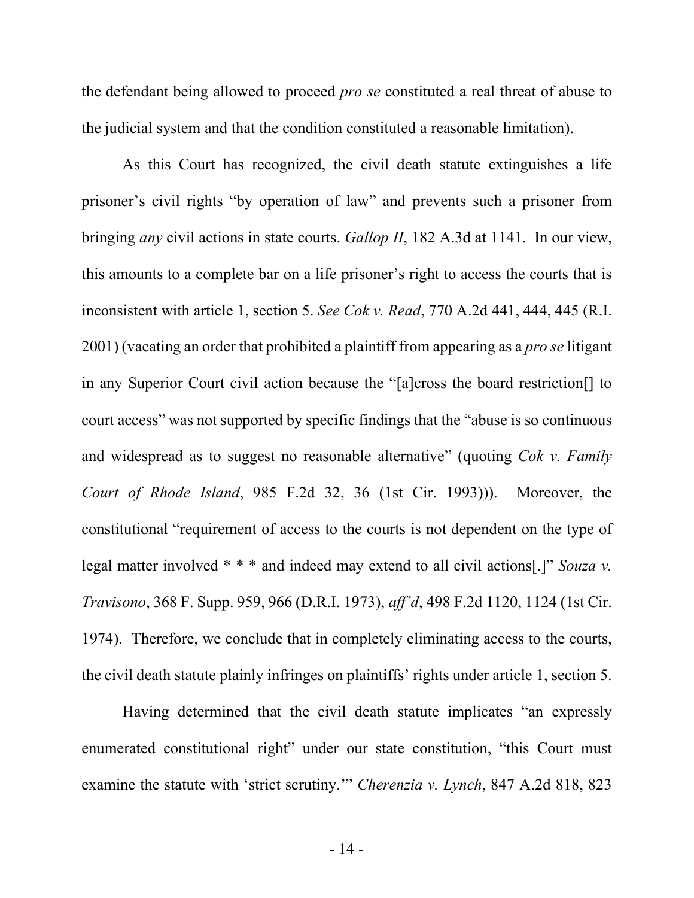the defendant being allowed to proceed *pro se* constituted a real threat of abuse to the judicial system and that the condition constituted a reasonable limitation).

As this Court has recognized, the civil death statute extinguishes a life prisoner's civil rights "by operation of law" and prevents such a prisoner from bringing *any* civil actions in state courts. *Gallop II*, 182 A.3d at 1141. In our view, this amounts to a complete bar on a life prisoner's right to access the courts that is inconsistent with article 1, section 5. *See Cok v. Read*, 770 A.2d 441, 444, 445 (R.I. 2001) (vacating an order that prohibited a plaintiff from appearing as a *pro se* litigant in any Superior Court civil action because the "[a]cross the board restriction[] to court access" was not supported by specific findings that the "abuse is so continuous and widespread as to suggest no reasonable alternative" (quoting *Cok v. Family Court of Rhode Island*, 985 F.2d 32, 36 (1st Cir. 1993))). Moreover, the constitutional "requirement of access to the courts is not dependent on the type of legal matter involved * * * and indeed may extend to all civil actions[.]" *Souza v. Travisono*, 368 F. Supp. 959, 966 (D.R.I. 1973), *aff'd*, 498 F.2d 1120, 1124 (1st Cir. 1974). Therefore, we conclude that in completely eliminating access to the courts, the civil death statute plainly infringes on plaintiffs' rights under article 1, section 5.

Having determined that the civil death statute implicates "an expressly enumerated constitutional right" under our state constitution, "this Court must examine the statute with 'strict scrutiny.'" *Cherenzia v. Lynch*, 847 A.2d 818, 823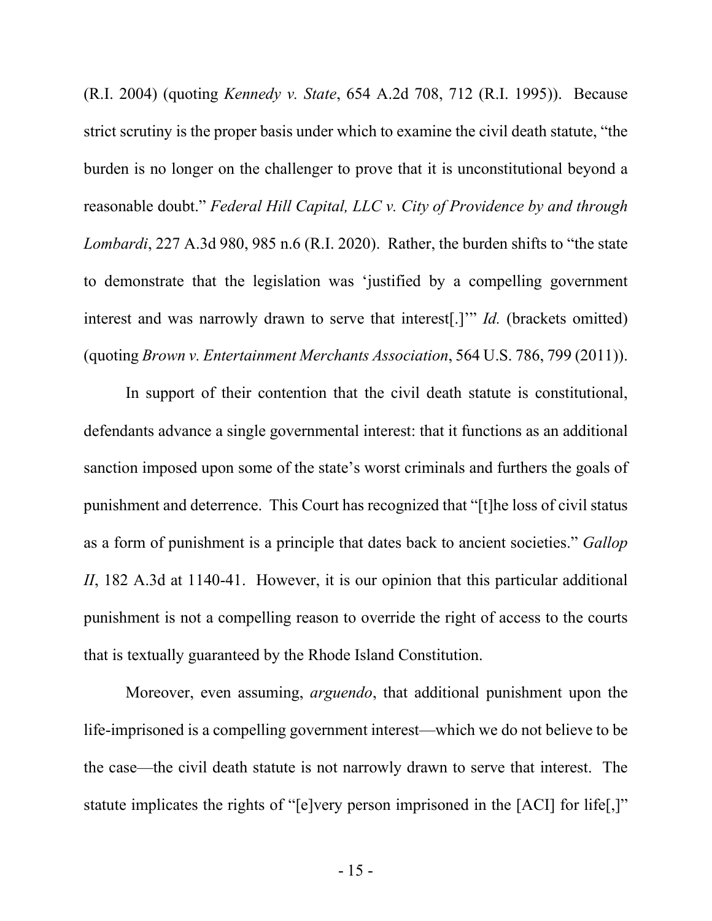(R.I. 2004) (quoting *Kennedy v. State*, 654 A.2d 708, 712 (R.I. 1995)). Because strict scrutiny is the proper basis under which to examine the civil death statute, "the burden is no longer on the challenger to prove that it is unconstitutional beyond a reasonable doubt." *Federal Hill Capital, LLC v. City of Providence by and through Lombardi*, 227 A.3d 980, 985 n.6 (R.I. 2020). Rather, the burden shifts to "the state to demonstrate that the legislation was 'justified by a compelling government interest and was narrowly drawn to serve that interest[.]'" *Id.* (brackets omitted) (quoting *Brown v. Entertainment Merchants Association*, 564 U.S. 786, 799 (2011)).

In support of their contention that the civil death statute is constitutional, defendants advance a single governmental interest: that it functions as an additional sanction imposed upon some of the state's worst criminals and furthers the goals of punishment and deterrence. This Court has recognized that "[t]he loss of civil status as a form of punishment is a principle that dates back to ancient societies." *Gallop II*, 182 A.3d at 1140-41. However, it is our opinion that this particular additional punishment is not a compelling reason to override the right of access to the courts that is textually guaranteed by the Rhode Island Constitution.

Moreover, even assuming, *arguendo*, that additional punishment upon the life-imprisoned is a compelling government interest—which we do not believe to be the case—the civil death statute is not narrowly drawn to serve that interest. The statute implicates the rights of "[e]very person imprisoned in the [ACI] for life[,]"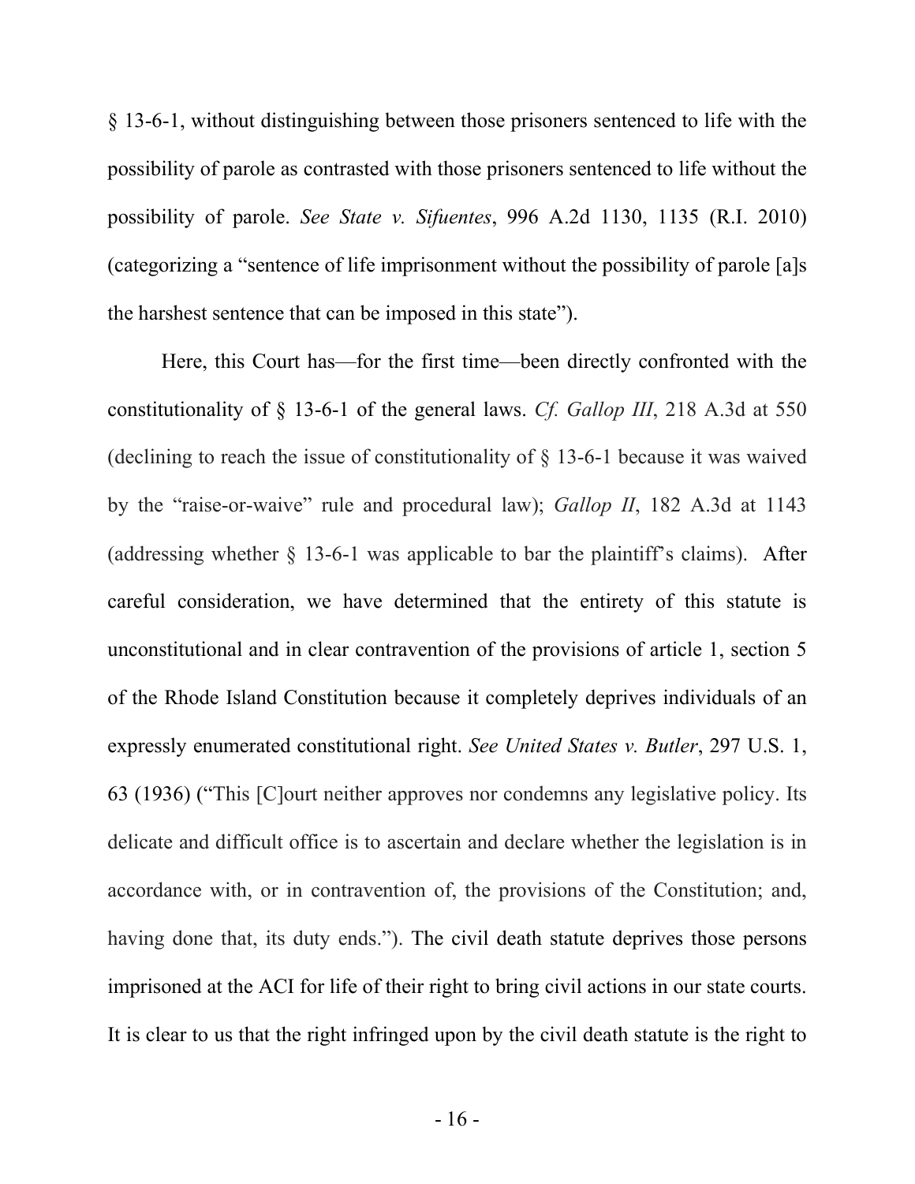§ 13-6-1, without distinguishing between those prisoners sentenced to life with the possibility of parole as contrasted with those prisoners sentenced to life without the possibility of parole. *See State v. Sifuentes*, 996 A.2d 1130, 1135 (R.I. 2010) (categorizing a "sentence of life imprisonment without the possibility of parole [a]s the harshest sentence that can be imposed in this state").

Here, this Court has—for the first time—been directly confronted with the constitutionality of § 13-6-1 of the general laws. *Cf. Gallop III*, 218 A.3d at 550 (declining to reach the issue of constitutionality of § 13-6-1 because it was waived by the "raise-or-waive" rule and procedural law); *Gallop II*, 182 A.3d at 1143 (addressing whether § 13-6-1 was applicable to bar the plaintiff's claims). After careful consideration, we have determined that the entirety of this statute is unconstitutional and in clear contravention of the provisions of article 1, section 5 of the Rhode Island Constitution because it completely deprives individuals of an expressly enumerated constitutional right. *See United States v. Butler*, 297 U.S. 1, 63 (1936) ("This [C]ourt neither approves nor condemns any legislative policy. Its delicate and difficult office is to ascertain and declare whether the legislation is in accordance with, or in contravention of, the provisions of the Constitution; and, having done that, its duty ends."). The civil death statute deprives those persons imprisoned at the ACI for life of their right to bring civil actions in our state courts. It is clear to us that the right infringed upon by the civil death statute is the right to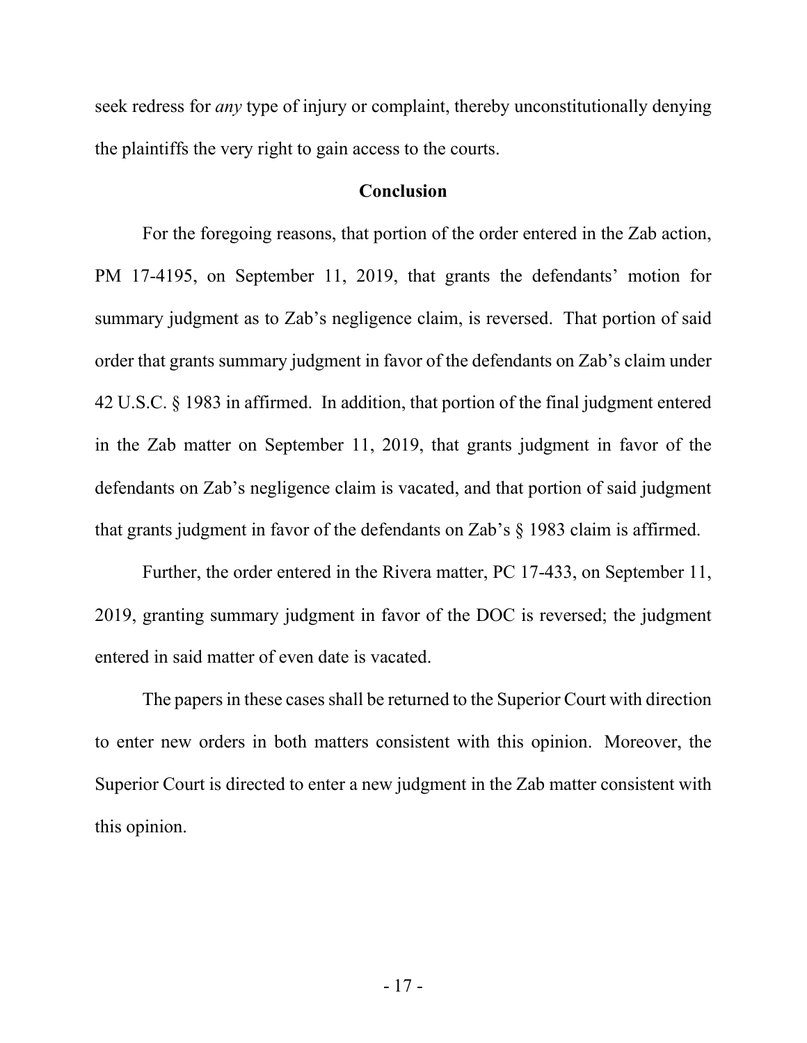seek redress for *any* type of injury or complaint, thereby unconstitutionally denying the plaintiffs the very right to gain access to the courts.

**Conclusion**

For the foregoing reasons, that portion of the order entered in the Zab action, PM 17-4195, on September 11, 2019, that grants the defendants' motion for summary judgment as to Zab's negligence claim, is reversed. That portion of said order that grants summary judgment in favor of the defendants on Zab's claim under 42 U.S.C. § 1983 in affirmed. In addition, that portion of the final judgment entered in the Zab matter on September 11, 2019, that grants judgment in favor of the defendants on Zab's negligence claim is vacated, and that portion of said judgment that grants judgment in favor of the defendants on Zab's § 1983 claim is affirmed.

Further, the order entered in the Rivera matter, PC 17-433, on September 11, 2019, granting summary judgment in favor of the DOC is reversed; the judgment entered in said matter of even date is vacated.

The papers in these cases shall be returned to the Superior Court with direction to enter new orders in both matters consistent with this opinion. Moreover, the Superior Court is directed to enter a new judgment in the Zab matter consistent with this opinion.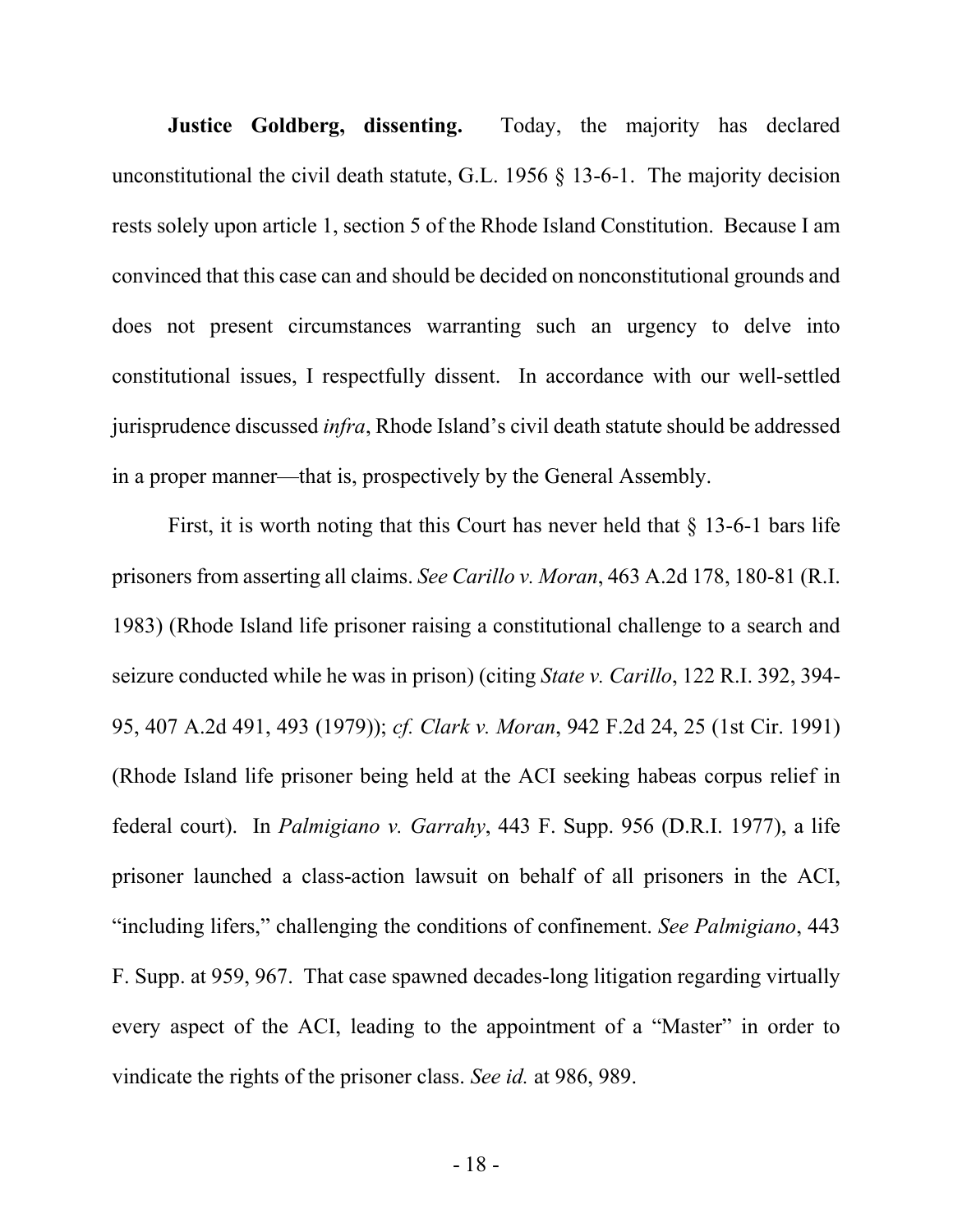**Justice Goldberg, dissenting.** Today, the majority has declared unconstitutional the civil death statute, G.L. 1956 § 13-6-1. The majority decision rests solely upon article 1, section 5 of the Rhode Island Constitution. Because I am convinced that this case can and should be decided on nonconstitutional grounds and does not present circumstances warranting such an urgency to delve into constitutional issues, I respectfully dissent. In accordance with our well-settled jurisprudence discussed *infra*, Rhode Island's civil death statute should be addressed in a proper manner—that is, prospectively by the General Assembly.

First, it is worth noting that this Court has never held that § 13-6-1 bars life prisoners from asserting all claims. *See Carillo v. Moran*, 463 A.2d 178, 180-81 (R.I. 1983) (Rhode Island life prisoner raising a constitutional challenge to a search and seizure conducted while he was in prison) (citing *State v. Carillo*, 122 R.I. 392, 394-95, 407 A.2d 491, 493 (1979)); *cf. Clark v. Moran*, 942 F.2d 24, 25 (1st Cir. 1991) (Rhode Island life prisoner being held at the ACI seeking habeas corpus relief in federal court). In *Palmigiano v. Garrahy*, 443 F. Supp. 956 (D.R.I. 1977), a life prisoner launched a class-action lawsuit on behalf of all prisoners in the ACI, "including lifers," challenging the conditions of confinement. *See Palmigiano*, 443 F. Supp. at 959, 967. That case spawned decades-long litigation regarding virtually every aspect of the ACI, leading to the appointment of a "Master" in order to vindicate the rights of the prisoner class. *See id.* at 986, 989.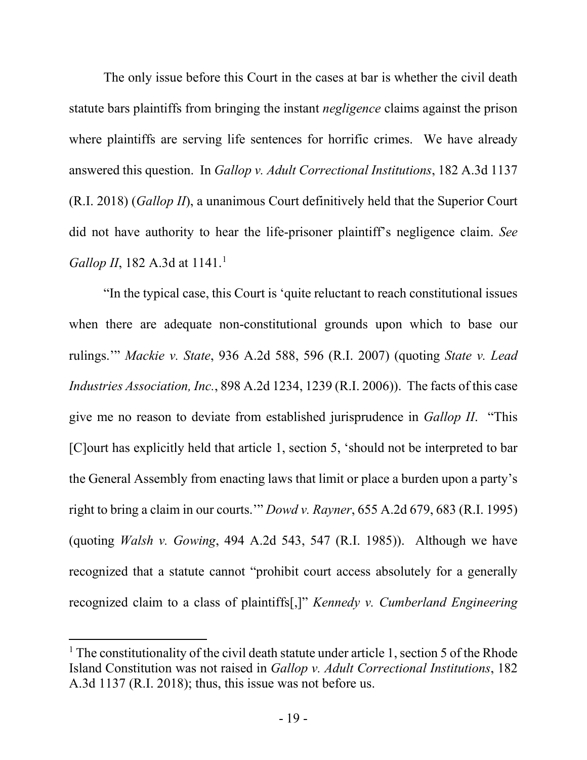The only issue before this Court in the cases at bar is whether the civil death statute bars plaintiffs from bringing the instant *negligence* claims against the prison where plaintiffs are serving life sentences for horrific crimes. We have already answered this question. In *Gallop v. Adult Correctional Institutions*, 182 A.3d 1137 (R.I. 2018) (*Gallop II*), a unanimous Court definitively held that the Superior Court did not have authority to hear the life-prisoner plaintiff's negligence claim. *See Gallop II*, 182 A.3d at 1141.[1]

"In the typical case, this Court is 'quite reluctant to reach constitutional issues when there are adequate non-constitutional grounds upon which to base our rulings.'" *Mackie v. State*, 936 A.2d 588, 596 (R.I. 2007) (quoting *State v. Lead Industries Association, Inc.*, 898 A.2d 1234, 1239 (R.I. 2006)). The facts of this case give me no reason to deviate from established jurisprudence in *Gallop II*. "This [C]ourt has explicitly held that article 1, section 5, 'should not be interpreted to bar the General Assembly from enacting laws that limit or place a burden upon a party's right to bring a claim in our courts.'" *Dowd v. Rayner*, 655 A.2d 679, 683 (R.I. 1995) (quoting *Walsh v. Gowing*, 494 A.2d 543, 547 (R.I. 1985)). Although we have recognized that a statute cannot "prohibit court access absolutely for a generally recognized claim to a class of plaintiffs[,]" *Kennedy v. Cumberland Engineering*

[1] The constitutionality of the civil death statute under article 1, section 5 of the Rhode Island Constitution was not raised in *Gallop v. Adult Correctional Institutions*, 182 A.3d 1137 (R.I. 2018); thus, this issue was not before us.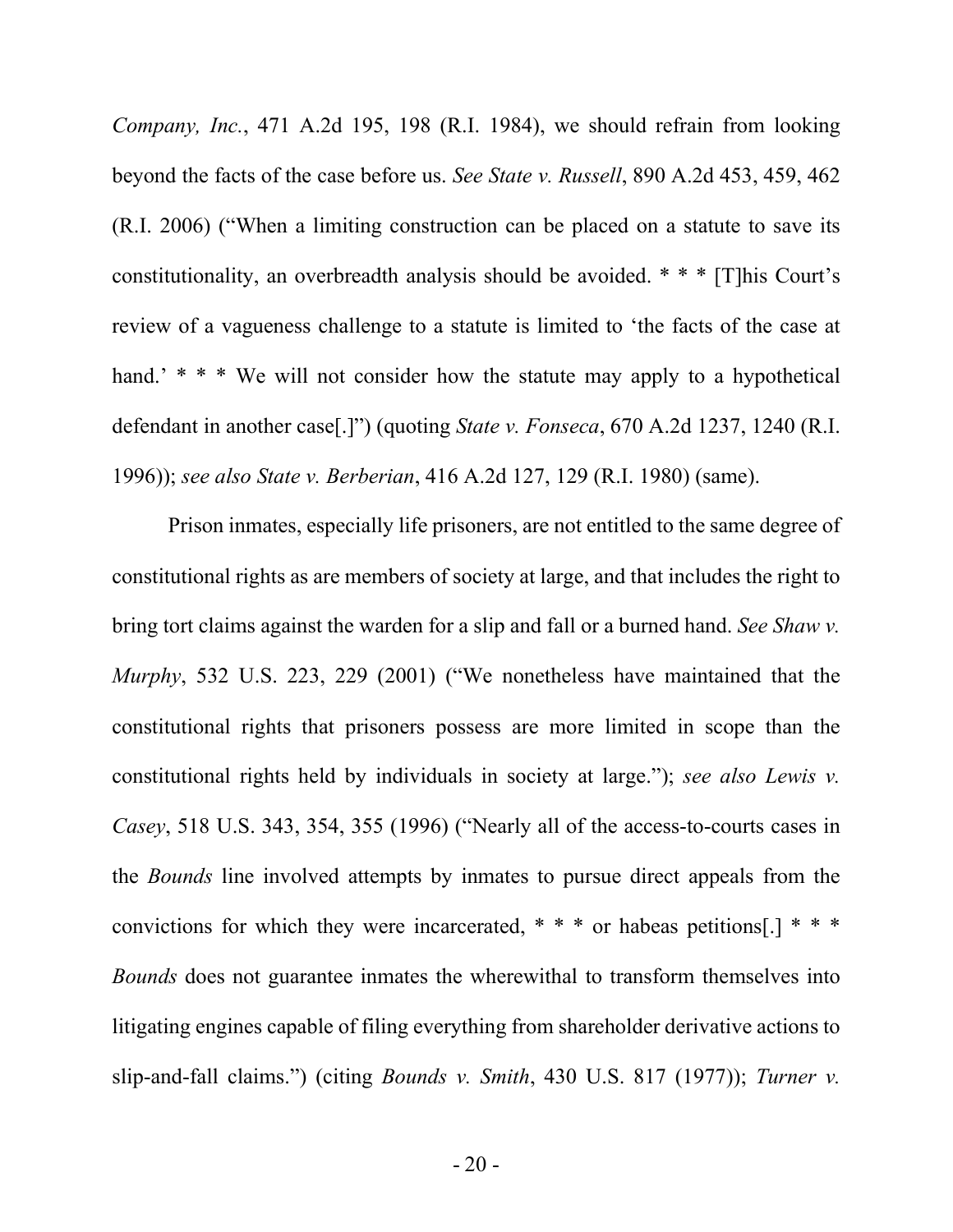*Company, Inc.*, 471 A.2d 195, 198 (R.I. 1984), we should refrain from looking beyond the facts of the case before us. *See State v. Russell*, 890 A.2d 453, 459, 462 (R.I. 2006) ("When a limiting construction can be placed on a statute to save its constitutionality, an overbreadth analysis should be avoided. * * * [T]his Court's review of a vagueness challenge to a statute is limited to 'the facts of the case at hand.' * * * We will not consider how the statute may apply to a hypothetical defendant in another case[.]") (quoting *State v. Fonseca*, 670 A.2d 1237, 1240 (R.I. 1996)); *see also State v. Berberian*, 416 A.2d 127, 129 (R.I. 1980) (same).

Prison inmates, especially life prisoners, are not entitled to the same degree of constitutional rights as are members of society at large, and that includes the right to bring tort claims against the warden for a slip and fall or a burned hand. *See Shaw v. Murphy*, 532 U.S. 223, 229 (2001) ("We nonetheless have maintained that the constitutional rights that prisoners possess are more limited in scope than the constitutional rights held by individuals in society at large."); *see also Lewis v. Casey*, 518 U.S. 343, 354, 355 (1996) ("Nearly all of the access-to-courts cases in the *Bounds* line involved attempts by inmates to pursue direct appeals from the convictions for which they were incarcerated, * * * or habeas petitions[.] * * * *Bounds* does not guarantee inmates the wherewithal to transform themselves into litigating engines capable of filing everything from shareholder derivative actions to slip-and-fall claims.") (citing *Bounds v. Smith*, 430 U.S. 817 (1977)); *Turner v.*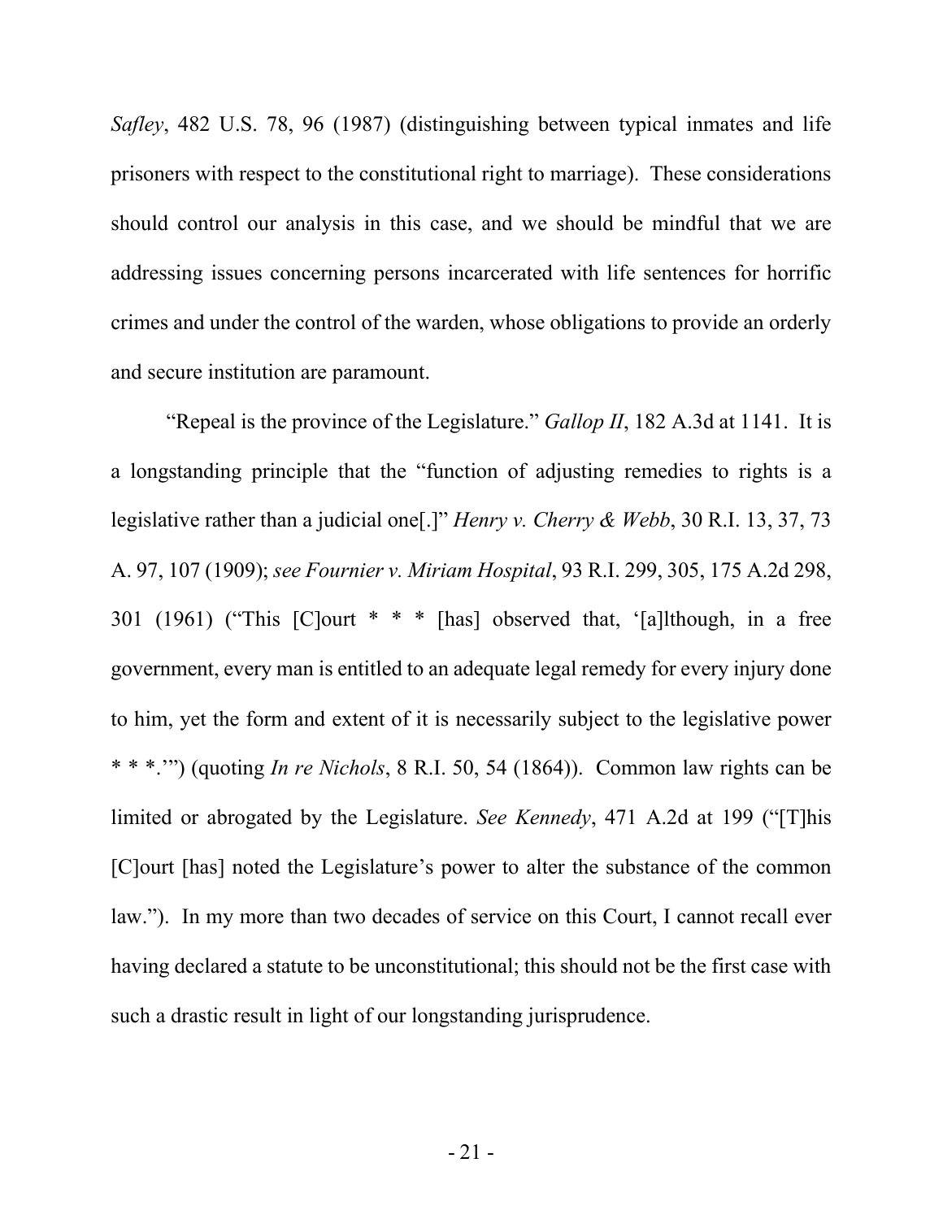*Safley*, 482 U.S. 78, 96 (1987) (distinguishing between typical inmates and life prisoners with respect to the constitutional right to marriage). These considerations should control our analysis in this case, and we should be mindful that we are addressing issues concerning persons incarcerated with life sentences for horrific crimes and under the control of the warden, whose obligations to provide an orderly and secure institution are paramount.

"Repeal is the province of the Legislature." *Gallop II*, 182 A.3d at 1141. It is a longstanding principle that the "function of adjusting remedies to rights is a legislative rather than a judicial one[.]" *Henry v. Cherry & Webb*, 30 R.I. 13, 37, 73 A. 97, 107 (1909); *see Fournier v. Miriam Hospital*, 93 R.I. 299, 305, 175 A.2d 298, 301 (1961) ("This [C]ourt * * * [has] observed that, '[a]lthough, in a free government, every man is entitled to an adequate legal remedy for every injury done to him, yet the form and extent of it is necessarily subject to the legislative power * * *.'") (quoting *In re Nichols*, 8 R.I. 50, 54 (1864)). Common law rights can be limited or abrogated by the Legislature. *See Kennedy*, 471 A.2d at 199 ("[T]his [C]ourt [has] noted the Legislature's power to alter the substance of the common law."). In my more than two decades of service on this Court, I cannot recall ever having declared a statute to be unconstitutional; this should not be the first case with such a drastic result in light of our longstanding jurisprudence.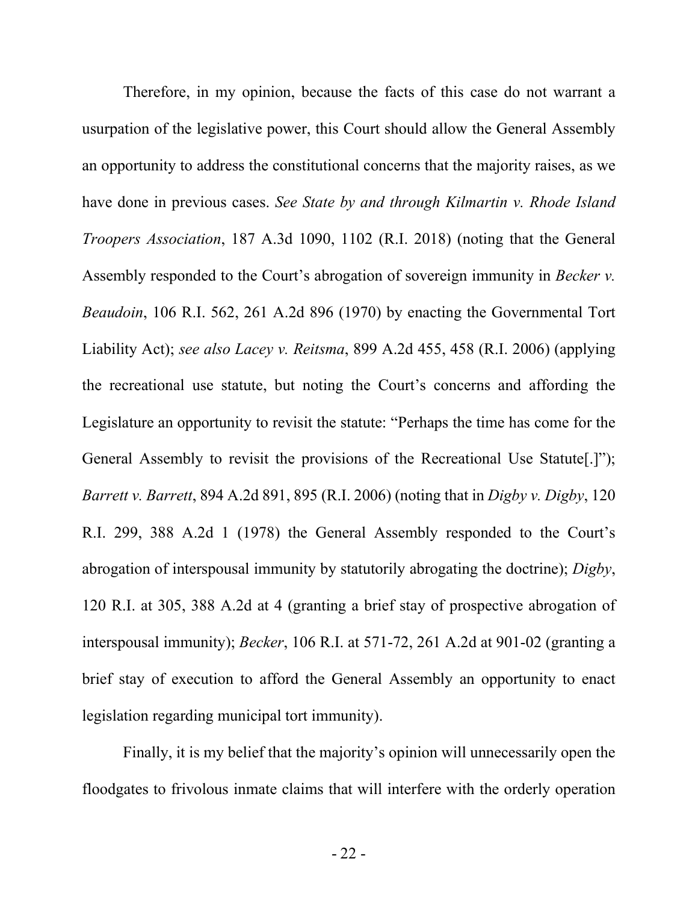Therefore, in my opinion, because the facts of this case do not warrant a usurpation of the legislative power, this Court should allow the General Assembly an opportunity to address the constitutional concerns that the majority raises, as we have done in previous cases. *See State by and through Kilmartin v. Rhode Island Troopers Association*, 187 A.3d 1090, 1102 (R.I. 2018) (noting that the General Assembly responded to the Court's abrogation of sovereign immunity in *Becker v. Beaudoin*, 106 R.I. 562, 261 A.2d 896 (1970) by enacting the Governmental Tort Liability Act); *see also Lacey v. Reitsma*, 899 A.2d 455, 458 (R.I. 2006) (applying the recreational use statute, but noting the Court's concerns and affording the Legislature an opportunity to revisit the statute: "Perhaps the time has come for the General Assembly to revisit the provisions of the Recreational Use Statute[.]"); *Barrett v. Barrett*, 894 A.2d 891, 895 (R.I. 2006) (noting that in *Digby v. Digby*, 120 R.I. 299, 388 A.2d 1 (1978) the General Assembly responded to the Court's abrogation of interspousal immunity by statutorily abrogating the doctrine); *Digby*, 120 R.I. at 305, 388 A.2d at 4 (granting a brief stay of prospective abrogation of interspousal immunity); *Becker*, 106 R.I. at 571-72, 261 A.2d at 901-02 (granting a brief stay of execution to afford the General Assembly an opportunity to enact legislation regarding municipal tort immunity).

Finally, it is my belief that the majority's opinion will unnecessarily open the floodgates to frivolous inmate claims that will interfere with the orderly operation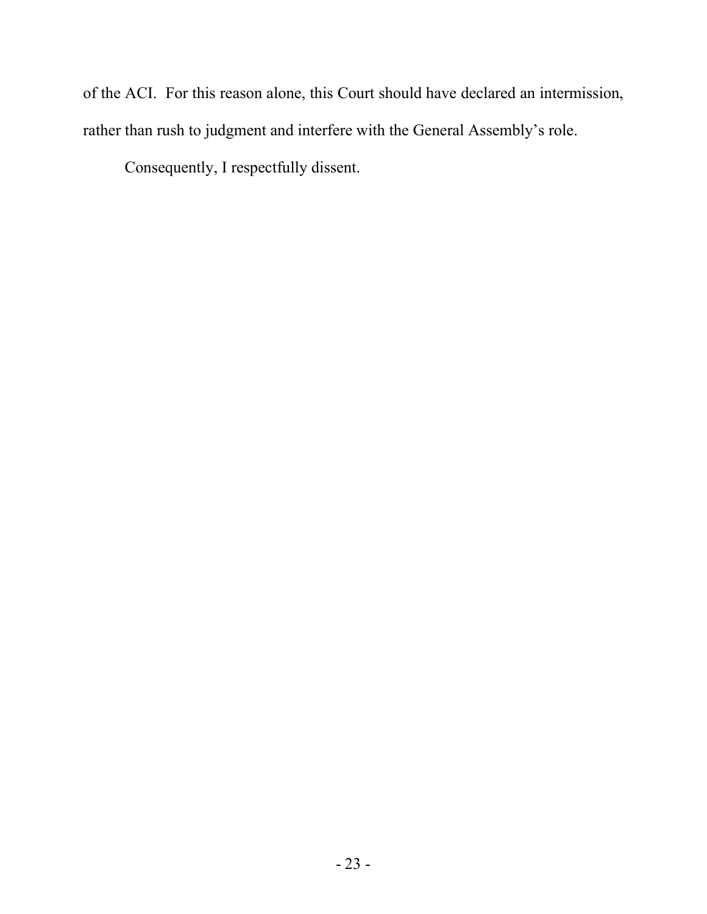of the ACI. For this reason alone, this Court should have declared an intermission, rather than rush to judgment and interfere with the General Assembly's role.

Consequently, I respectfully dissent.